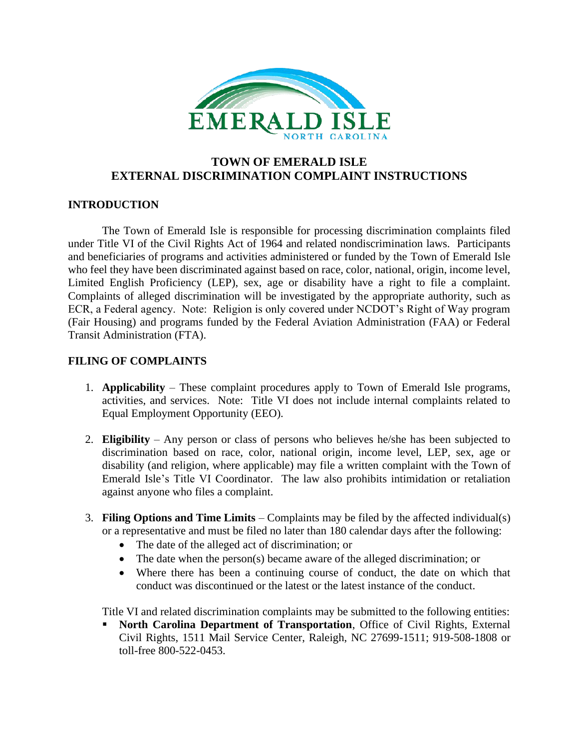# TOWN OF EMERALD ISLE
# EXTERNAL DISCRIMINATION COMPLAINT INSTRUCTIONS

## INTRODUCTION

The Town of Emerald Isle is responsible for processing discrimination complaints filed under Title VI of the Civil Rights Act of 1964 and related nondiscrimination laws. Participants and beneficiaries of programs and activities administered or funded by the Town of Emerald Isle who feel they have been discriminated against based on race, color, national, origin, income level, Limited English Proficiency (LEP), sex, age or disability have a right to file a complaint. Complaints of alleged discrimination will be investigated by the appropriate authority, such as ECR, a Federal agency. Note: Religion is only covered under NCDOT's Right of Way program (Fair Housing) and programs funded by the Federal Aviation Administration (FAA) or Federal Transit Administration (FTA).

## FILING OF COMPLAINTS

1. **Applicability** – These complaint procedures apply to Town of Emerald Isle programs, activities, and services. Note: Title VI does not include internal complaints related to Equal Employment Opportunity (EEO).

2. **Eligibility** – Any person or class of persons who believes he/she has been subjected to discrimination based on race, color, national origin, income level, LEP, sex, age or disability (and religion, where applicable) may file a written complaint with the Town of Emerald Isle's Title VI Coordinator. The law also prohibits intimidation or retaliation against anyone who files a complaint.

3. **Filing Options and Time Limits** – Complaints may be filed by the affected individual(s) or a representative and must be filed no later than 180 calendar days after the following:
   - The date of the alleged act of discrimination; or
   - The date when the person(s) became aware of the alleged discrimination; or
   - Where there has been a continuing course of conduct, the date on which that conduct was discontinued or the latest or the latest instance of the conduct.

   Title VI and related discrimination complaints may be submitted to the following entities:
   - **North Carolina Department of Transportation**, Office of Civil Rights, External Civil Rights, 1511 Mail Service Center, Raleigh, NC 27699-1511; 919-508-1808 or toll-free 800-522-0453.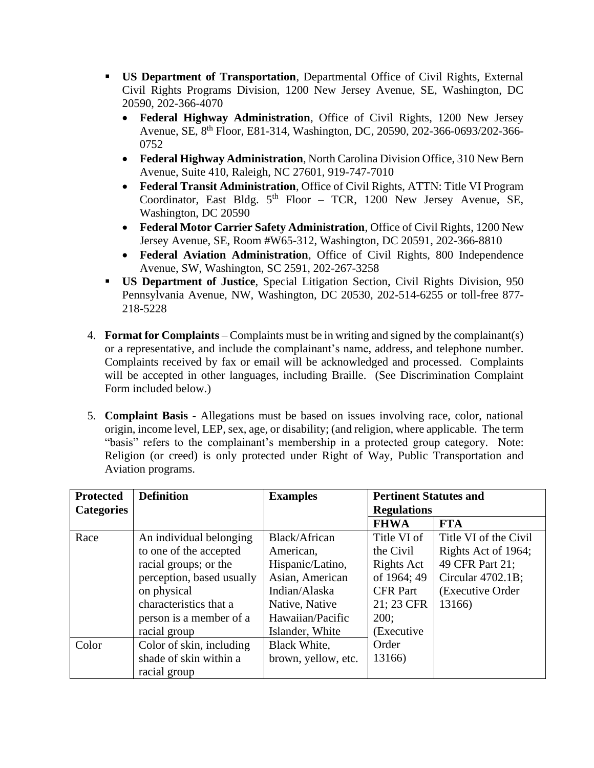- **US Department of Transportation**, Departmental Office of Civil Rights, External Civil Rights Programs Division, 1200 New Jersey Avenue, SE, Washington, DC 20590, 202-366-4070
  - **Federal Highway Administration**, Office of Civil Rights, 1200 New Jersey Avenue, SE, 8th Floor, E81-314, Washington, DC, 20590, 202-366-0693/202-366-0752
  - **Federal Highway Administration**, North Carolina Division Office, 310 New Bern Avenue, Suite 410, Raleigh, NC 27601, 919-747-7010
  - **Federal Transit Administration**, Office of Civil Rights, ATTN: Title VI Program Coordinator, East Bldg. 5th Floor – TCR, 1200 New Jersey Avenue, SE, Washington, DC 20590
  - **Federal Motor Carrier Safety Administration**, Office of Civil Rights, 1200 New Jersey Avenue, SE, Room #W65-312, Washington, DC 20591, 202-366-8810
  - **Federal Aviation Administration**, Office of Civil Rights, 800 Independence Avenue, SW, Washington, SC 2591, 202-267-3258
- **US Department of Justice**, Special Litigation Section, Civil Rights Division, 950 Pennsylvania Avenue, NW, Washington, DC 20530, 202-514-6255 or toll-free 877-218-5228

4. **Format for Complaints** – Complaints must be in writing and signed by the complainant(s) or a representative, and include the complainant's name, address, and telephone number. Complaints received by fax or email will be acknowledged and processed. Complaints will be accepted in other languages, including Braille. (See Discrimination Complaint Form included below.)

5. **Complaint Basis** - Allegations must be based on issues involving race, color, national origin, income level, LEP, sex, age, or disability; (and religion, where applicable. The term "basis" refers to the complainant's membership in a protected group category. Note: Religion (or creed) is only protected under Right of Way, Public Transportation and Aviation programs.

| **Protected Categories** | **Definition** | **Examples** | **Pertinent Statutes and Regulations** | |
|---|---|---|---|---|
| | | | **FHWA** | **FTA** |
| Race | An individual belonging to one of the accepted racial groups; or the perception, based usually on physical characteristics that a person is a member of a racial group | Black/African American, Hispanic/Latino, Asian, American Indian/Alaska Native, Native Hawaiian/Pacific Islander, White | Title VI of the Civil Rights Act of 1964; 49 CFR Part 21; 23 CFR 200; (Executive Order 13166) | Title VI of the Civil Rights Act of 1964; 49 CFR Part 21; Circular 4702.1B; (Executive Order 13166) |
| Color | Color of skin, including shade of skin within a racial group | Black White, brown, yellow, etc. | | |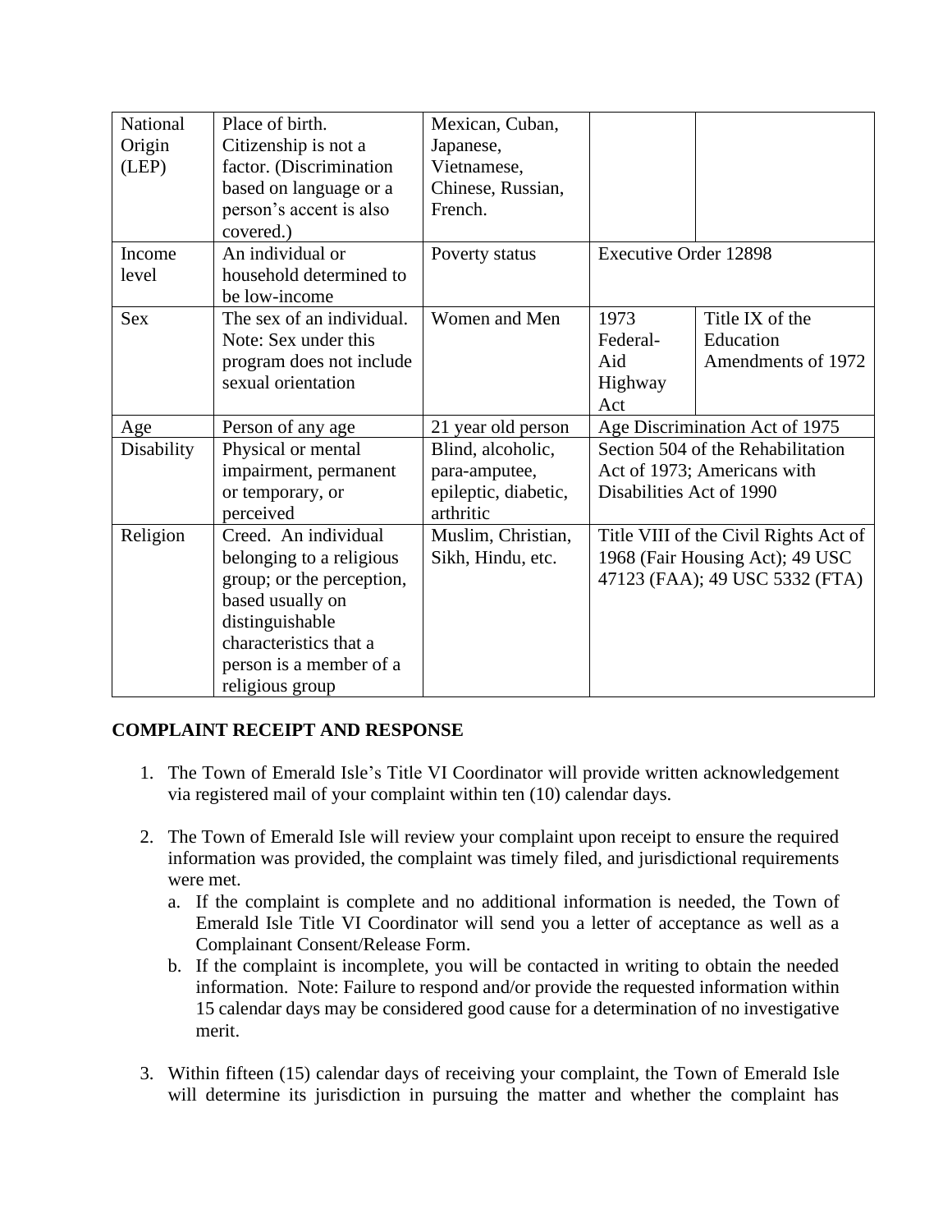| National Origin (LEP) | Place of birth. Citizenship is not a factor. (Discrimination based on language or a person's accent is also covered.) | Mexican, Cuban, Japanese, Vietnamese, Chinese, Russian, French. | | |
|---|---|---|---|---|
| Income level | An individual or household determined to be low-income | Poverty status | Executive Order 12898 | |
| Sex | The sex of an individual. Note: Sex under this program does not include sexual orientation | Women and Men | 1973 Federal-Aid Highway Act | Title IX of the Education Amendments of 1972 |
| Age | Person of any age | 21 year old person | Age Discrimination Act of 1975 | |
| Disability | Physical or mental impairment, permanent or temporary, or perceived | Blind, alcoholic, para-amputee, epileptic, diabetic, arthritic | Section 504 of the Rehabilitation Act of 1973; Americans with Disabilities Act of 1990 | |
| Religion | Creed. An individual belonging to a religious group; or the perception, based usually on distinguishable characteristics that a person is a member of a religious group | Muslim, Christian, Sikh, Hindu, etc. | Title VIII of the Civil Rights Act of 1968 (Fair Housing Act); 49 USC 47123 (FAA); 49 USC 5332 (FTA) | |

**COMPLAINT RECEIPT AND RESPONSE**

1. The Town of Emerald Isle's Title VI Coordinator will provide written acknowledgement via registered mail of your complaint within ten (10) calendar days.

2. The Town of Emerald Isle will review your complaint upon receipt to ensure the required information was provided, the complaint was timely filed, and jurisdictional requirements were met.
   a. If the complaint is complete and no additional information is needed, the Town of Emerald Isle Title VI Coordinator will send you a letter of acceptance as well as a Complainant Consent/Release Form.
   b. If the complaint is incomplete, you will be contacted in writing to obtain the needed information. Note: Failure to respond and/or provide the requested information within 15 calendar days may be considered good cause for a determination of no investigative merit.

3. Within fifteen (15) calendar days of receiving your complaint, the Town of Emerald Isle will determine its jurisdiction in pursuing the matter and whether the complaint has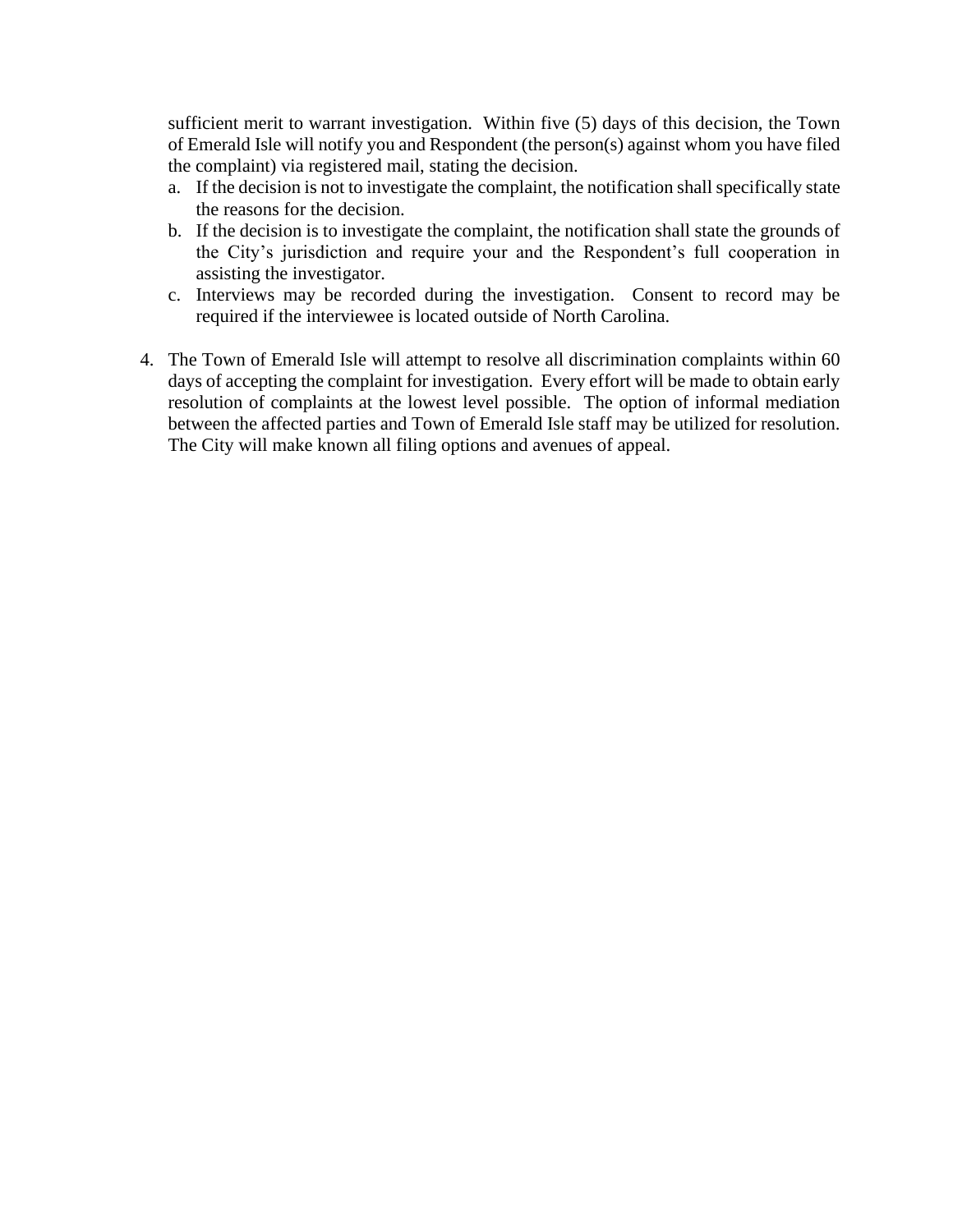sufficient merit to warrant investigation. Within five (5) days of this decision, the Town of Emerald Isle will notify you and Respondent (the person(s) against whom you have filed the complaint) via registered mail, stating the decision.

   a. If the decision is not to investigate the complaint, the notification shall specifically state the reasons for the decision.
   b. If the decision is to investigate the complaint, the notification shall state the grounds of the City's jurisdiction and require your and the Respondent's full cooperation in assisting the investigator.
   c. Interviews may be recorded during the investigation. Consent to record may be required if the interviewee is located outside of North Carolina.

4. The Town of Emerald Isle will attempt to resolve all discrimination complaints within 60 days of accepting the complaint for investigation. Every effort will be made to obtain early resolution of complaints at the lowest level possible. The option of informal mediation between the affected parties and Town of Emerald Isle staff may be utilized for resolution. The City will make known all filing options and avenues of appeal.